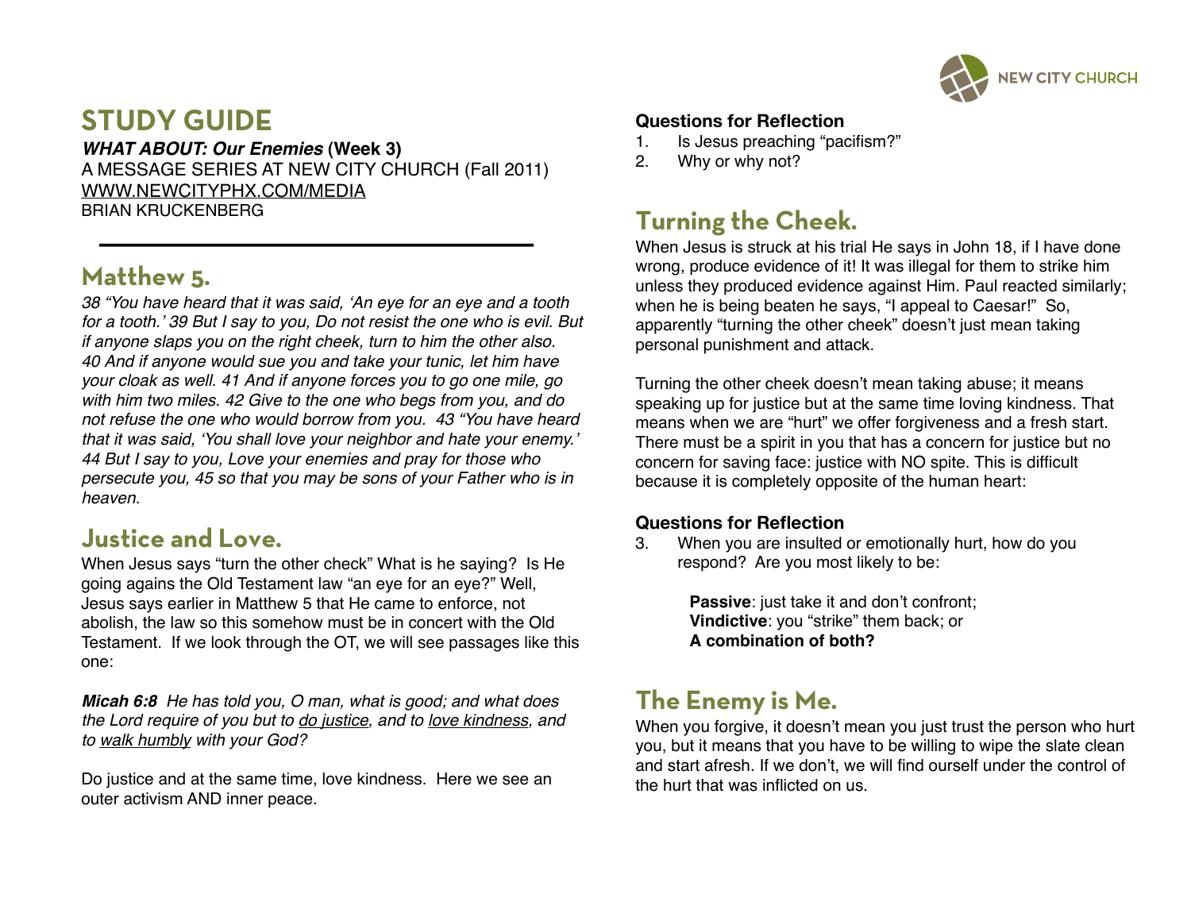NEW CITY CHURCH

# STUDY GUIDE

***WHAT ABOUT: Our Enemies* (Week 3)**
A MESSAGE SERIES AT NEW CITY CHURCH (Fall 2011)
WWW.NEWCITYPHX.COM/MEDIA
BRIAN KRUCKENBERG

---

## Matthew 5.

*38 "You have heard that it was said, 'An eye for an eye and a tooth for a tooth.' 39 But I say to you, Do not resist the one who is evil. But if anyone slaps you on the right cheek, turn to him the other also. 40 And if anyone would sue you and take your tunic, let him have your cloak as well. 41 And if anyone forces you to go one mile, go with him two miles. 42 Give to the one who begs from you, and do not refuse the one who would borrow from you. 43 "You have heard that it was said, 'You shall love your neighbor and hate your enemy.' 44 But I say to you, Love your enemies and pray for those who persecute you, 45 so that you may be sons of your Father who is in heaven.*

## Justice and Love.

When Jesus says "turn the other check" What is he saying? Is He going agains the Old Testament law "an eye for an eye?" Well, Jesus says earlier in Matthew 5 that He came to enforce, not abolish, the law so this somehow must be in concert with the Old Testament. If we look through the OT, we will see passages like this one:

***Micah 6:8*** *He has told you, O man, what is good; and what does the Lord require of you but to do justice, and to love kindness, and to walk humbly with your God?*

Do justice and at the same time, love kindness. Here we see an outer activism AND inner peace.

**Questions for Reflection**

1. Is Jesus preaching "pacifism?"
2. Why or why not?

## Turning the Cheek.

When Jesus is struck at his trial He says in John 18, if I have done wrong, produce evidence of it! It was illegal for them to strike him unless they produced evidence against Him. Paul reacted similarly; when he is being beaten he says, "I appeal to Caesar!" So, apparently "turning the other cheek" doesn't just mean taking personal punishment and attack.

Turning the other cheek doesn't mean taking abuse; it means speaking up for justice but at the same time loving kindness. That means when we are "hurt" we offer forgiveness and a fresh start. There must be a spirit in you that has a concern for justice but no concern for saving face: justice with NO spite. This is difficult because it is completely opposite of the human heart:

**Questions for Reflection**

3. When you are insulted or emotionally hurt, how do you respond? Are you most likely to be:

   **Passive**: just take it and don't confront;
   **Vindictive**: you "strike" them back; or
   **A combination of both?**

## The Enemy is Me.

When you forgive, it doesn't mean you just trust the person who hurt you, but it means that you have to be willing to wipe the slate clean and start afresh. If we don't, we will find ourself under the control of the hurt that was inflicted on us.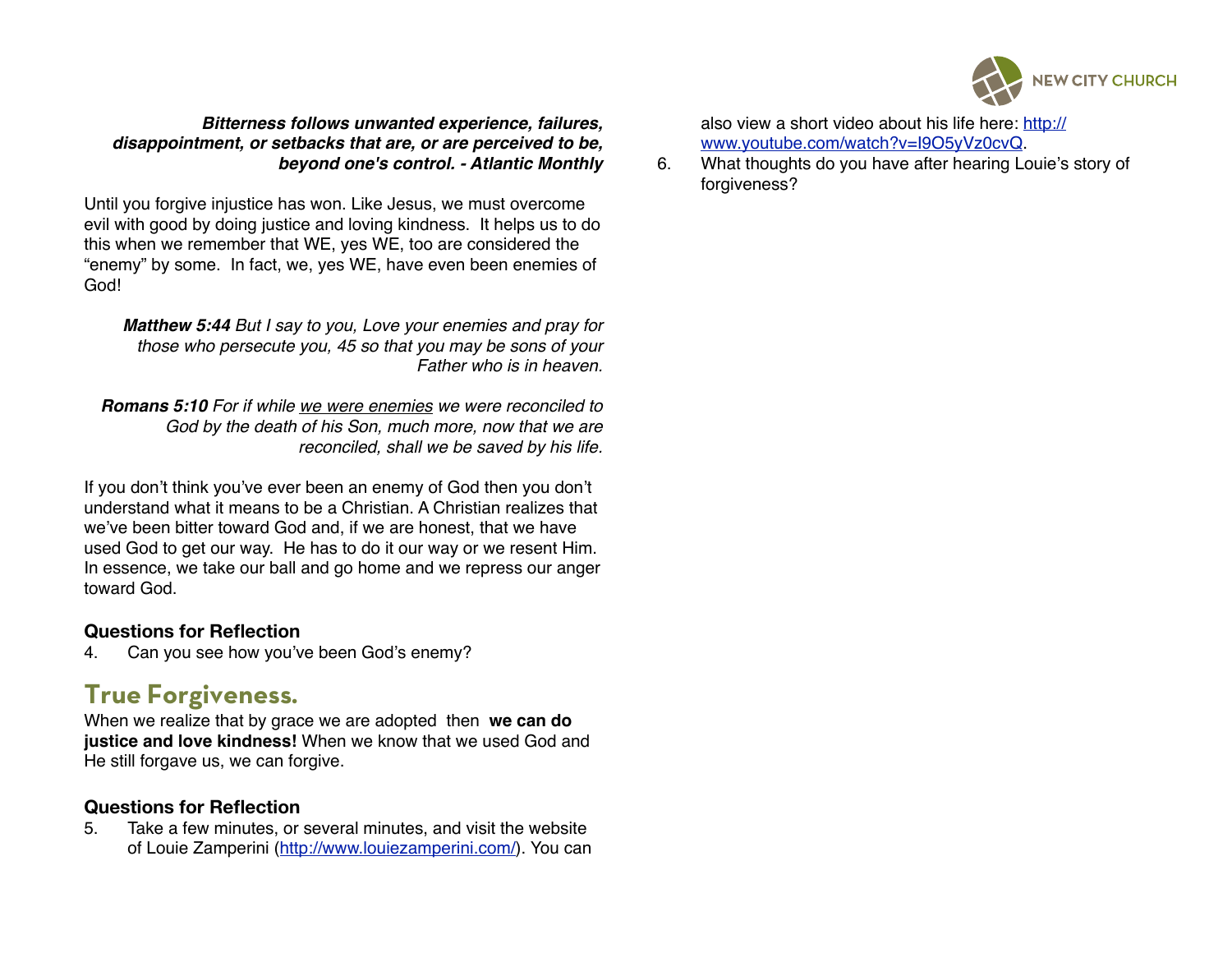***Bitterness follows unwanted experience, failures, disappointment, or setbacks that are, or are perceived to be, beyond one's control. - Atlantic Monthly***

Until you forgive injustice has won. Like Jesus, we must overcome evil with good by doing justice and loving kindness. It helps us to do this when we remember that WE, yes WE, too are considered the "enemy" by some. In fact, we, yes WE, have even been enemies of God!

> ***Matthew 5:44*** *But I say to you, Love your enemies and pray for those who persecute you, 45 so that you may be sons of your Father who is in heaven.*

> ***Romans 5:10*** *For if while <u>we were enemies</u> we were reconciled to God by the death of his Son, much more, now that we are reconciled, shall we be saved by his life.*

If you don't think you've ever been an enemy of God then you don't understand what it means to be a Christian. A Christian realizes that we've been bitter toward God and, if we are honest, that we have used God to get our way. He has to do it our way or we resent Him. In essence, we take our ball and go home and we repress our anger toward God.

### Questions for Reflection

4. Can you see how you've been God's enemy?

## True Forgiveness.

When we realize that by grace we are adopted then **we can do justice and love kindness!** When we know that we used God and He still forgave us, we can forgive.

### Questions for Reflection

5. Take a few minutes, or several minutes, and visit the website of Louie Zamperini (http://www.louiezamperini.com/). You can also view a short video about his life here: http://www.youtube.com/watch?v=I9O5yVz0cvQ.
6. What thoughts do you have after hearing Louie's story of forgiveness?